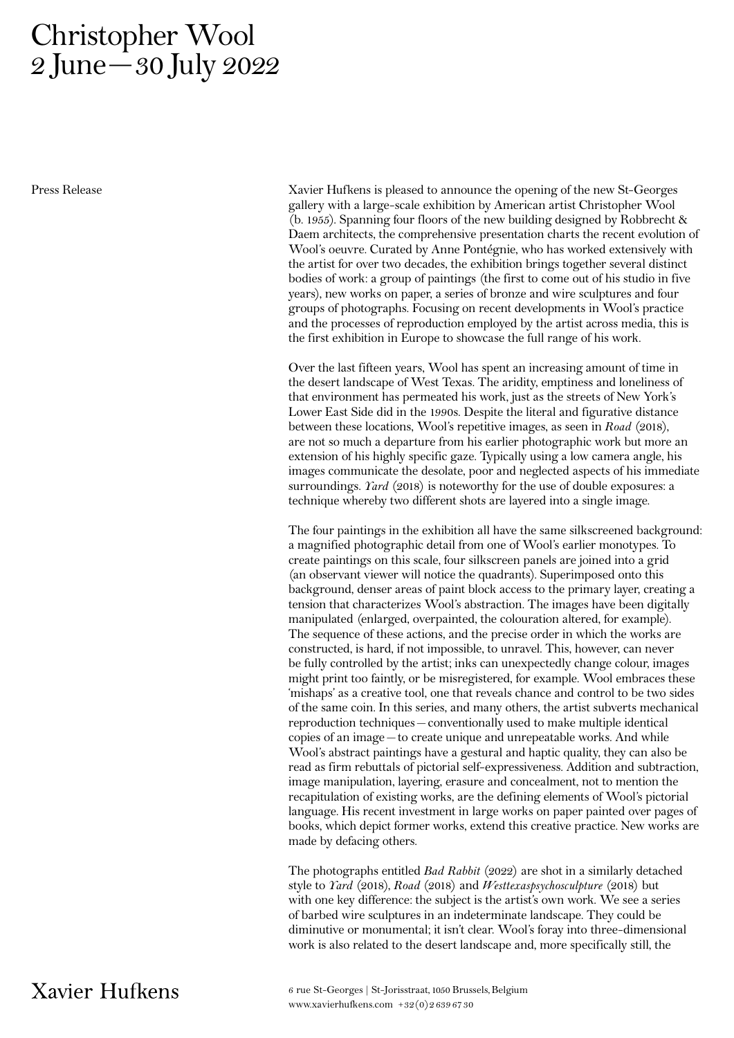# Christopher Wool
# 2 June—30 July 2022

Press Release

Xavier Hufkens is pleased to announce the opening of the new St-Georges gallery with a large-scale exhibition by American artist Christopher Wool (b. 1955). Spanning four floors of the new building designed by Robbrecht & Daem architects, the comprehensive presentation charts the recent evolution of Wool's oeuvre. Curated by Anne Pontégnie, who has worked extensively with the artist for over two decades, the exhibition brings together several distinct bodies of work: a group of paintings (the first to come out of his studio in five years), new works on paper, a series of bronze and wire sculptures and four groups of photographs. Focusing on recent developments in Wool's practice and the processes of reproduction employed by the artist across media, this is the first exhibition in Europe to showcase the full range of his work.

Over the last fifteen years, Wool has spent an increasing amount of time in the desert landscape of West Texas. The aridity, emptiness and loneliness of that environment has permeated his work, just as the streets of New York's Lower East Side did in the 1990s. Despite the literal and figurative distance between these locations, Wool's repetitive images, as seen in *Road* (2018), are not so much a departure from his earlier photographic work but more an extension of his highly specific gaze. Typically using a low camera angle, his images communicate the desolate, poor and neglected aspects of his immediate surroundings. *Yard* (2018) is noteworthy for the use of double exposures: a technique whereby two different shots are layered into a single image.

The four paintings in the exhibition all have the same silkscreened background: a magnified photographic detail from one of Wool's earlier monotypes. To create paintings on this scale, four silkscreen panels are joined into a grid (an observant viewer will notice the quadrants). Superimposed onto this background, denser areas of paint block access to the primary layer, creating a tension that characterizes Wool's abstraction. The images have been digitally manipulated (enlarged, overpainted, the colouration altered, for example). The sequence of these actions, and the precise order in which the works are constructed, is hard, if not impossible, to unravel. This, however, can never be fully controlled by the artist; inks can unexpectedly change colour, images might print too faintly, or be misregistered, for example. Wool embraces these 'mishaps' as a creative tool, one that reveals chance and control to be two sides of the same coin. In this series, and many others, the artist subverts mechanical reproduction techniques—conventionally used to make multiple identical copies of an image—to create unique and unrepeatable works. And while Wool's abstract paintings have a gestural and haptic quality, they can also be read as firm rebuttals of pictorial self-expressiveness. Addition and subtraction, image manipulation, layering, erasure and concealment, not to mention the recapitulation of existing works, are the defining elements of Wool's pictorial language. His recent investment in large works on paper painted over pages of books, which depict former works, extend this creative practice. New works are made by defacing others.

The photographs entitled *Bad Rabbit* (2022) are shot in a similarly detached style to *Yard* (2018), *Road* (2018) and *Westtexaspsychosculpture* (2018) but with one key difference: the subject is the artist's own work. We see a series of barbed wire sculptures in an indeterminate landscape. They could be diminutive or monumental; it isn't clear. Wool's foray into three-dimensional work is also related to the desert landscape and, more specifically still, the

Xavier Hufkens

6 rue St-Georges | St-Jorisstraat, 1050 Brussels, Belgium
www.xavierhufkens.com +32 (0) 2 639 67 30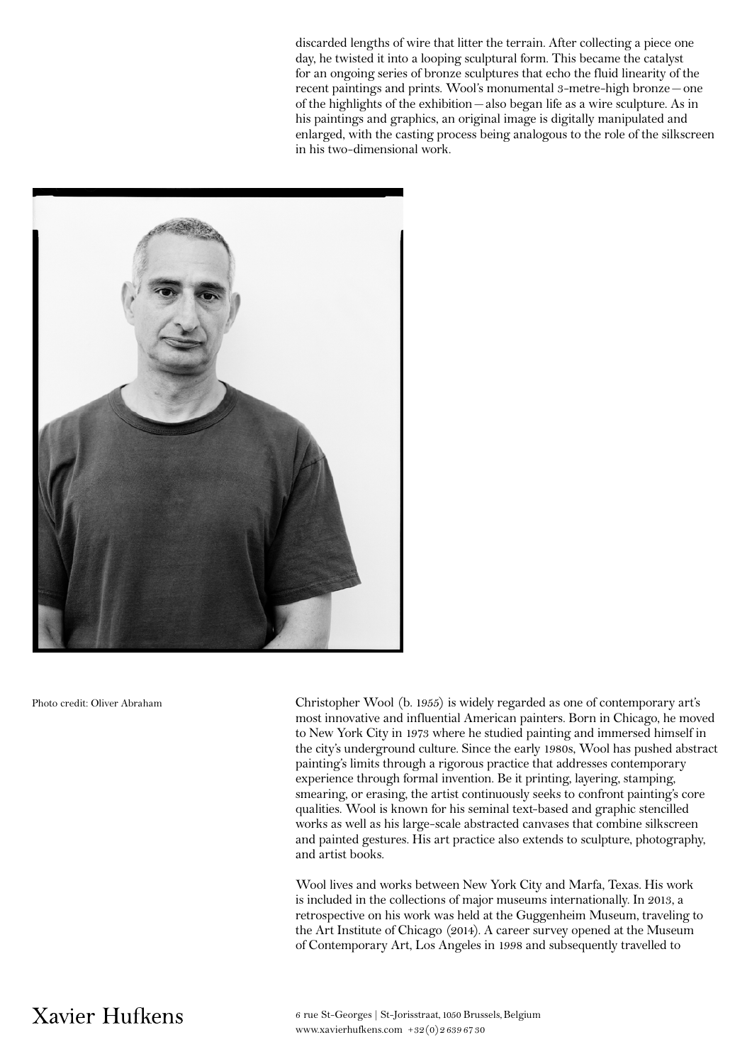discarded lengths of wire that litter the terrain. After collecting a piece one day, he twisted it into a looping sculptural form. This became the catalyst for an ongoing series of bronze sculptures that echo the fluid linearity of the recent paintings and prints. Wool's monumental 3-metre-high bronze—one of the highlights of the exhibition—also began life as a wire sculpture. As in his paintings and graphics, an original image is digitally manipulated and enlarged, with the casting process being analogous to the role of the silkscreen in his two-dimensional work.

Photo credit: Oliver Abraham

Christopher Wool (b. 1955) is widely regarded as one of contemporary art's most innovative and influential American painters. Born in Chicago, he moved to New York City in 1973 where he studied painting and immersed himself in the city's underground culture. Since the early 1980s, Wool has pushed abstract painting's limits through a rigorous practice that addresses contemporary experience through formal invention. Be it printing, layering, stamping, smearing, or erasing, the artist continuously seeks to confront painting's core qualities. Wool is known for his seminal text-based and graphic stencilled works as well as his large-scale abstracted canvases that combine silkscreen and painted gestures. His art practice also extends to sculpture, photography, and artist books.

Wool lives and works between New York City and Marfa, Texas. His work is included in the collections of major museums internationally. In 2013, a retrospective on his work was held at the Guggenheim Museum, traveling to the Art Institute of Chicago (2014). A career survey opened at the Museum of Contemporary Art, Los Angeles in 1998 and subsequently travelled to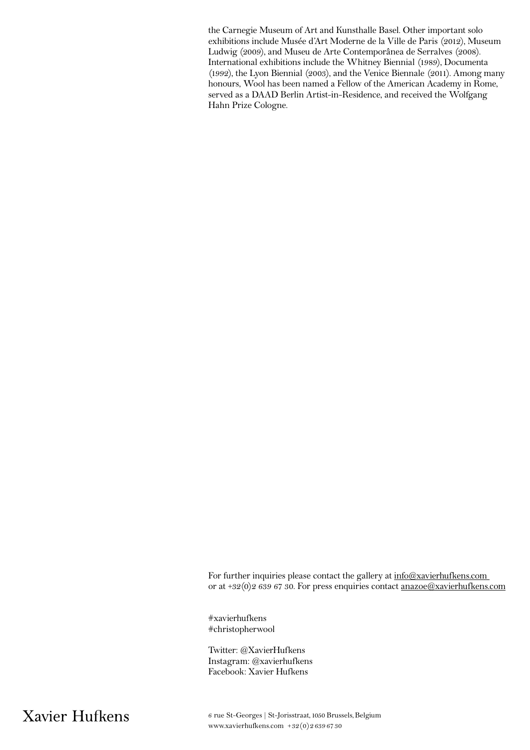the Carnegie Museum of Art and Kunsthalle Basel. Other important solo exhibitions include Musée d'Art Moderne de la Ville de Paris (2012), Museum Ludwig (2009), and Museu de Arte Contemporânea de Serralves (2008). International exhibitions include the Whitney Biennial (1989), Documenta (1992), the Lyon Biennial (2003), and the Venice Biennale (2011). Among many honours, Wool has been named a Fellow of the American Academy in Rome, served as a DAAD Berlin Artist-in-Residence, and received the Wolfgang Hahn Prize Cologne.

For further inquiries please contact the gallery at info@xavierhufkens.com or at +32(0)2 639 67 30. For press enquiries contact anazoe@xavierhufkens.com

#xavierhufkens
#christopherwool

Twitter: @XavierHufkens
Instagram: @xavierhufkens
Facebook: Xavier Hufkens

Xavier Hufkens

6 rue St-Georges | St-Jorisstraat, 1050 Brussels, Belgium
www.xavierhufkens.com +32(0)2 639 67 30